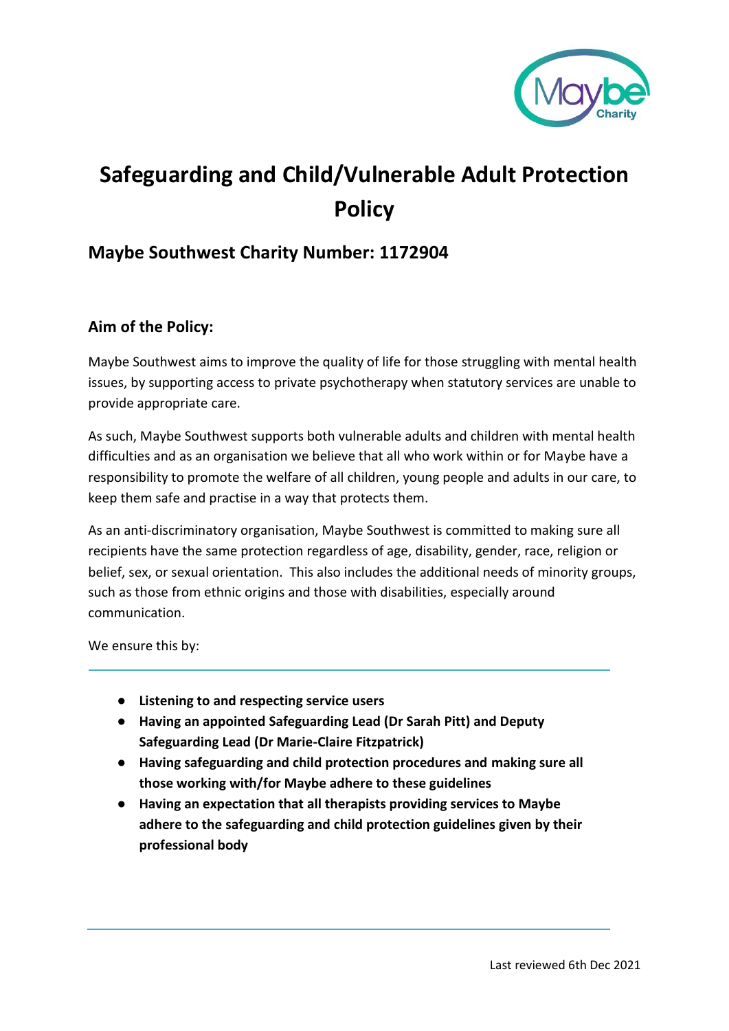# Safeguarding and Child/Vulnerable Adult Protection Policy

## Maybe Southwest Charity Number: 1172904

### Aim of the Policy:

Maybe Southwest aims to improve the quality of life for those struggling with mental health issues, by supporting access to private psychotherapy when statutory services are unable to provide appropriate care.

As such, Maybe Southwest supports both vulnerable adults and children with mental health difficulties and as an organisation we believe that all who work within or for Maybe have a responsibility to promote the welfare of all children, young people and adults in our care, to keep them safe and practise in a way that protects them.

As an anti-discriminatory organisation, Maybe Southwest is committed to making sure all recipients have the same protection regardless of age, disability, gender, race, religion or belief, sex, or sexual orientation. This also includes the additional needs of minority groups, such as those from ethnic origins and those with disabilities, especially around communication.

We ensure this by:

---

- **Listening to and respecting service users**
- **Having an appointed Safeguarding Lead (Dr Sarah Pitt) and Deputy Safeguarding Lead (Dr Marie-Claire Fitzpatrick)**
- **Having safeguarding and child protection procedures and making sure all those working with/for Maybe adhere to these guidelines**
- **Having an expectation that all therapists providing services to Maybe adhere to the safeguarding and child protection guidelines given by their professional body**

---

Last reviewed 6th Dec 2021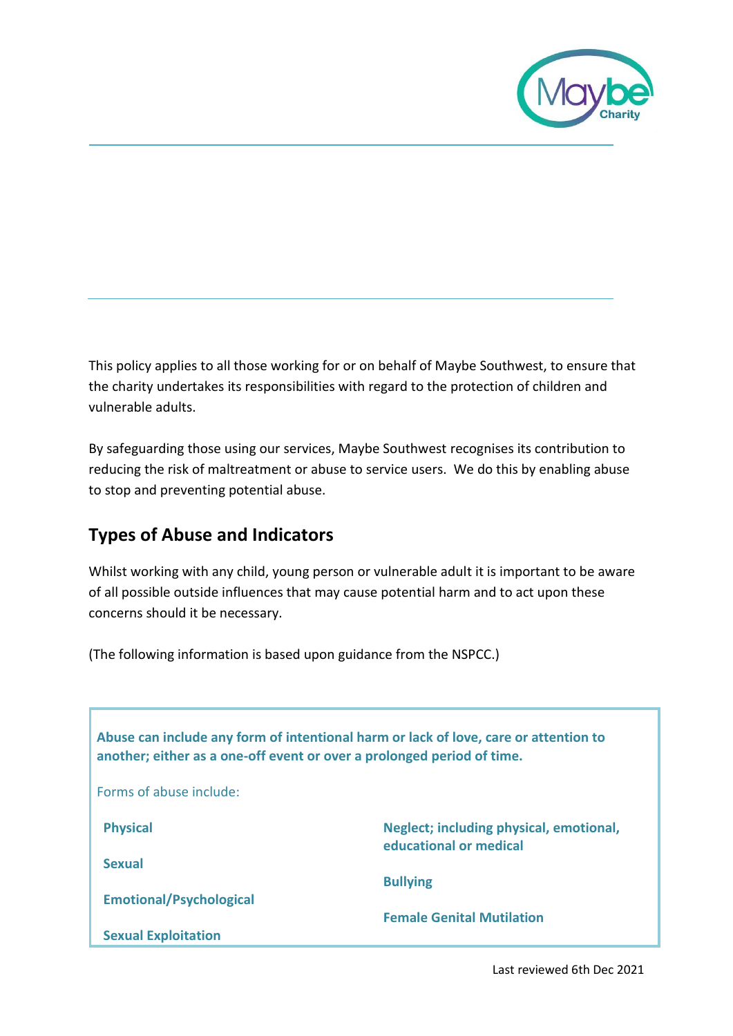This policy applies to all those working for or on behalf of Maybe Southwest, to ensure that the charity undertakes its responsibilities with regard to the protection of children and vulnerable adults.

By safeguarding those using our services, Maybe Southwest recognises its contribution to reducing the risk of maltreatment or abuse to service users. We do this by enabling abuse to stop and preventing potential abuse.

## Types of Abuse and Indicators

Whilst working with any child, young person or vulnerable adult it is important to be aware of all possible outside influences that may cause potential harm and to act upon these concerns should it be necessary.

(The following information is based upon guidance from the NSPCC.)

**Abuse can include any form of intentional harm or lack of love, care or attention to another; either as a one-off event or over a prolonged period of time.**

Forms of abuse include:

- **Physical**
- **Sexual**
- **Emotional/Psychological**
- **Sexual Exploitation**
- **Neglect; including physical, emotional, educational or medical**
- **Bullying**
- **Female Genital Mutilation**

Last reviewed 6th Dec 2021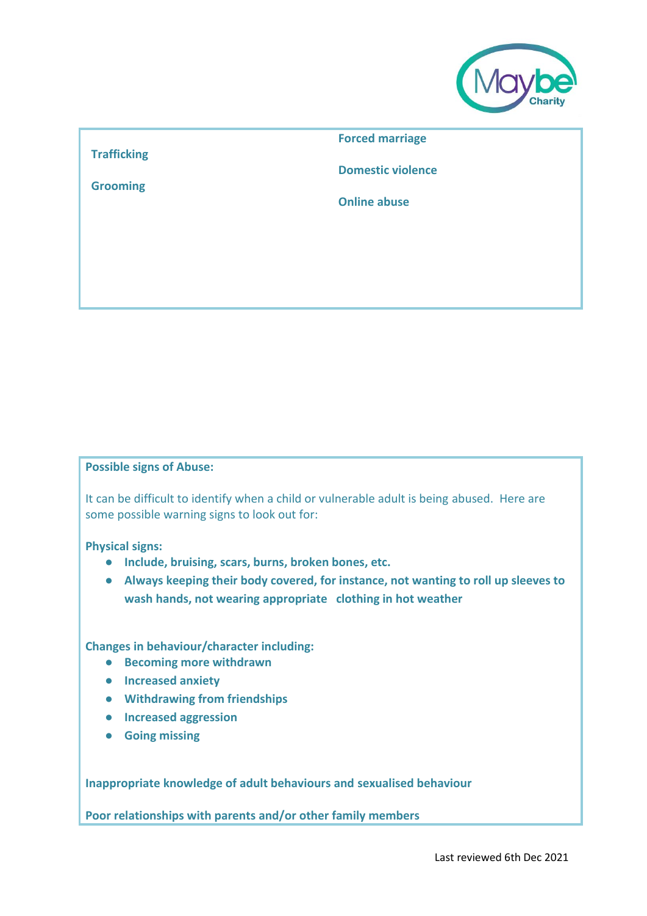**Trafficking**

**Grooming**

**Forced marriage**

**Domestic violence**

**Online abuse**

**Possible signs of Abuse:**

It can be difficult to identify when a child or vulnerable adult is being abused. Here are some possible warning signs to look out for:

**Physical signs:**

- **Include, bruising, scars, burns, broken bones, etc.**
- **Always keeping their body covered, for instance, not wanting to roll up sleeves to wash hands, not wearing appropriate clothing in hot weather**

**Changes in behaviour/character including:**

- **Becoming more withdrawn**
- **Increased anxiety**
- **Withdrawing from friendships**
- **Increased aggression**
- **Going missing**

**Inappropriate knowledge of adult behaviours and sexualised behaviour**

**Poor relationships with parents and/or other family members**

Last reviewed 6th Dec 2021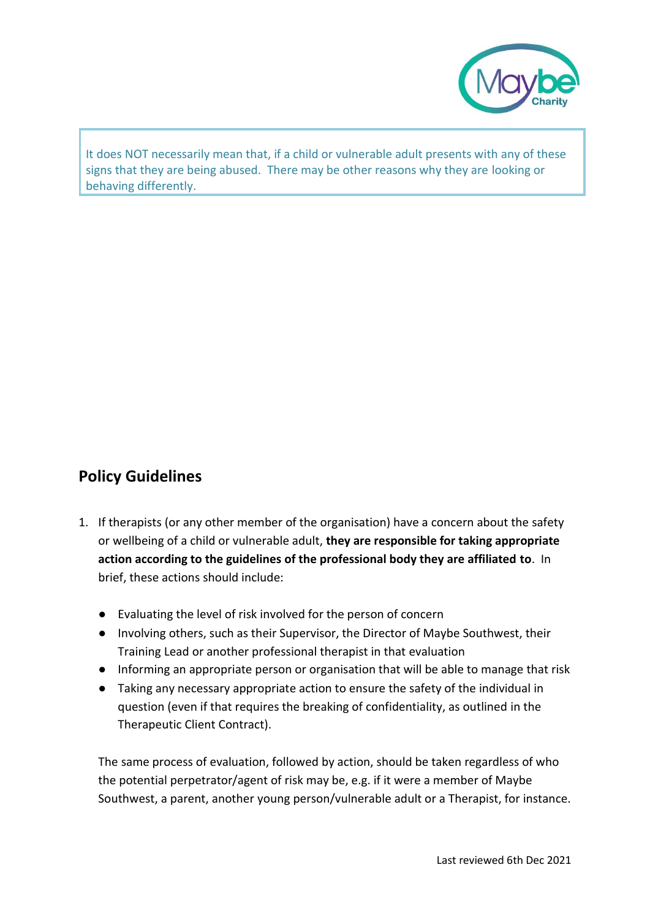> It does NOT necessarily mean that, if a child or vulnerable adult presents with any of these signs that they are being abused. There may be other reasons why they are looking or behaving differently.

## Policy Guidelines

1. If therapists (or any other member of the organisation) have a concern about the safety or wellbeing of a child or vulnerable adult, **they are responsible for taking appropriate action according to the guidelines of the professional body they are affiliated to**. In brief, these actions should include:

   - Evaluating the level of risk involved for the person of concern
   - Involving others, such as their Supervisor, the Director of Maybe Southwest, their Training Lead or another professional therapist in that evaluation
   - Informing an appropriate person or organisation that will be able to manage that risk
   - Taking any necessary appropriate action to ensure the safety of the individual in question (even if that requires the breaking of confidentiality, as outlined in the Therapeutic Client Contract).

   The same process of evaluation, followed by action, should be taken regardless of who the potential perpetrator/agent of risk may be, e.g. if it were a member of Maybe Southwest, a parent, another young person/vulnerable adult or a Therapist, for instance.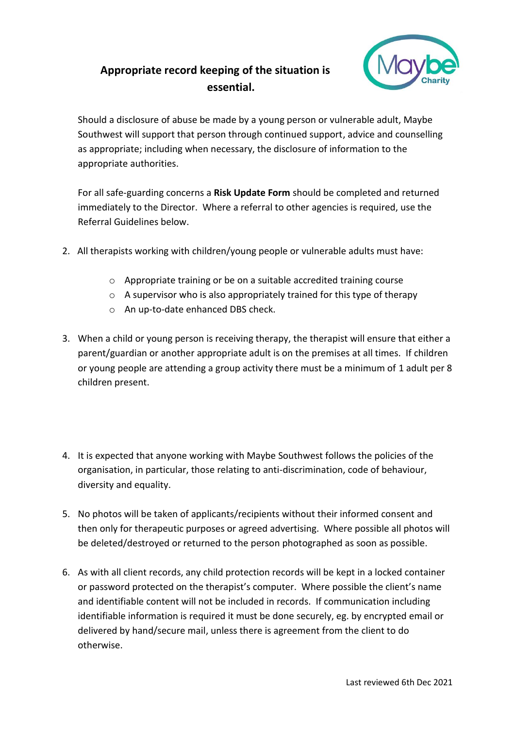**Appropriate record keeping of the situation is essential.**

Should a disclosure of abuse be made by a young person or vulnerable adult, Maybe Southwest will support that person through continued support, advice and counselling as appropriate; including when necessary, the disclosure of information to the appropriate authorities.

For all safe-guarding concerns a **Risk Update Form** should be completed and returned immediately to the Director. Where a referral to other agencies is required, use the Referral Guidelines below.

2. All therapists working with children/young people or vulnerable adults must have:

    - Appropriate training or be on a suitable accredited training course
    - A supervisor who is also appropriately trained for this type of therapy
    - An up-to-date enhanced DBS check.

3. When a child or young person is receiving therapy, the therapist will ensure that either a parent/guardian or another appropriate adult is on the premises at all times. If children or young people are attending a group activity there must be a minimum of 1 adult per 8 children present.

4. It is expected that anyone working with Maybe Southwest follows the policies of the organisation, in particular, those relating to anti-discrimination, code of behaviour, diversity and equality.

5. No photos will be taken of applicants/recipients without their informed consent and then only for therapeutic purposes or agreed advertising. Where possible all photos will be deleted/destroyed or returned to the person photographed as soon as possible.

6. As with all client records, any child protection records will be kept in a locked container or password protected on the therapist's computer. Where possible the client's name and identifiable content will not be included in records. If communication including identifiable information is required it must be done securely, eg. by encrypted email or delivered by hand/secure mail, unless there is agreement from the client to do otherwise.

Last reviewed 6th Dec 2021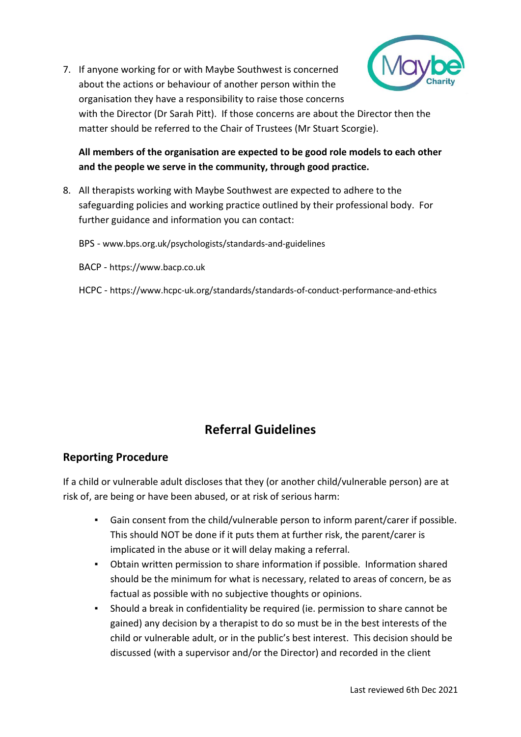7. If anyone working for or with Maybe Southwest is concerned about the actions or behaviour of another person within the organisation they have a responsibility to raise those concerns with the Director (Dr Sarah Pitt). If those concerns are about the Director then the matter should be referred to the Chair of Trustees (Mr Stuart Scorgie).

   **All members of the organisation are expected to be good role models to each other and the people we serve in the community, through good practice.**

8. All therapists working with Maybe Southwest are expected to adhere to the safeguarding policies and working practice outlined by their professional body. For further guidance and information you can contact:

   BPS - www.bps.org.uk/psychologists/standards-and-guidelines

   BACP - https://www.bacp.co.uk

   HCPC - https://www.hcpc-uk.org/standards/standards-of-conduct-performance-and-ethics

# Referral Guidelines

## Reporting Procedure

If a child or vulnerable adult discloses that they (or another child/vulnerable person) are at risk of, are being or have been abused, or at risk of serious harm:

- Gain consent from the child/vulnerable person to inform parent/carer if possible. This should NOT be done if it puts them at further risk, the parent/carer is implicated in the abuse or it will delay making a referral.
- Obtain written permission to share information if possible. Information shared should be the minimum for what is necessary, related to areas of concern, be as factual as possible with no subjective thoughts or opinions.
- Should a break in confidentiality be required (ie. permission to share cannot be gained) any decision by a therapist to do so must be in the best interests of the child or vulnerable adult, or in the public's best interest. This decision should be discussed (with a supervisor and/or the Director) and recorded in the client

Last reviewed 6th Dec 2021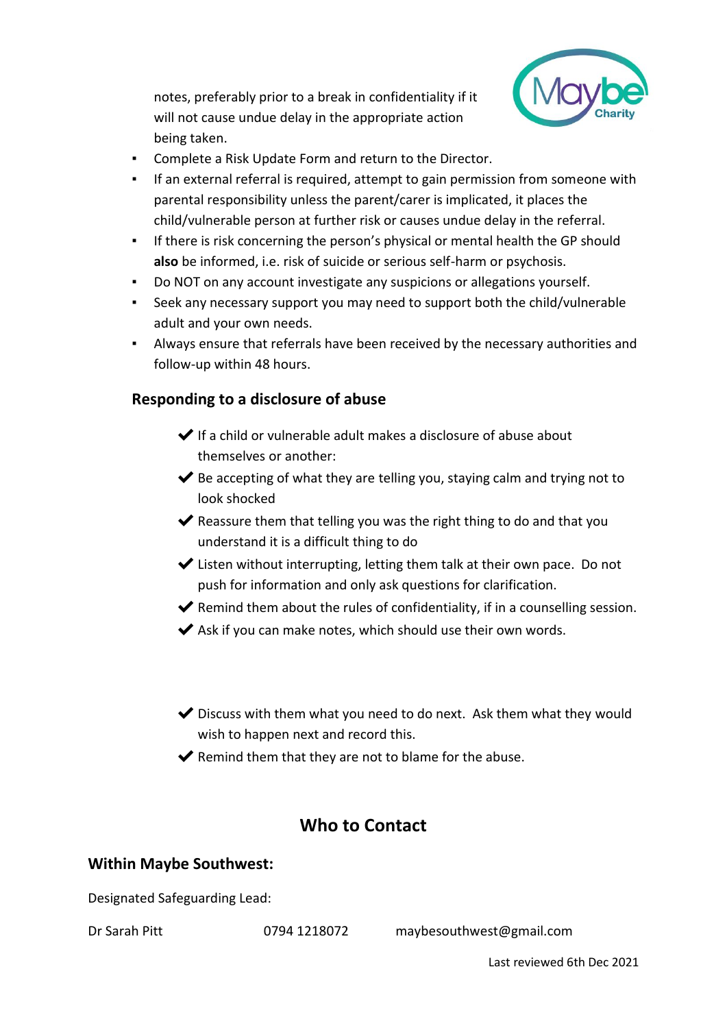notes, preferably prior to a break in confidentiality if it will not cause undue delay in the appropriate action being taken.

- Complete a Risk Update Form and return to the Director.
- If an external referral is required, attempt to gain permission from someone with parental responsibility unless the parent/carer is implicated, it places the child/vulnerable person at further risk or causes undue delay in the referral.
- If there is risk concerning the person's physical or mental health the GP should **also** be informed, i.e. risk of suicide or serious self-harm or psychosis.
- Do NOT on any account investigate any suspicions or allegations yourself.
- Seek any necessary support you may need to support both the child/vulnerable adult and your own needs.
- Always ensure that referrals have been received by the necessary authorities and follow-up within 48 hours.

### Responding to a disclosure of abuse

- ✔ If a child or vulnerable adult makes a disclosure of abuse about themselves or another:
- ✔ Be accepting of what they are telling you, staying calm and trying not to look shocked
- ✔ Reassure them that telling you was the right thing to do and that you understand it is a difficult thing to do
- ✔ Listen without interrupting, letting them talk at their own pace. Do not push for information and only ask questions for clarification.
- ✔ Remind them about the rules of confidentiality, if in a counselling session.
- ✔ Ask if you can make notes, which should use their own words.

- ✔ Discuss with them what you need to do next. Ask them what they would wish to happen next and record this.
- ✔ Remind them that they are not to blame for the abuse.

## Who to Contact

### Within Maybe Southwest:

Designated Safeguarding Lead:

Dr Sarah Pitt 0794 1218072 maybesouthwest@gmail.com

Last reviewed 6th Dec 2021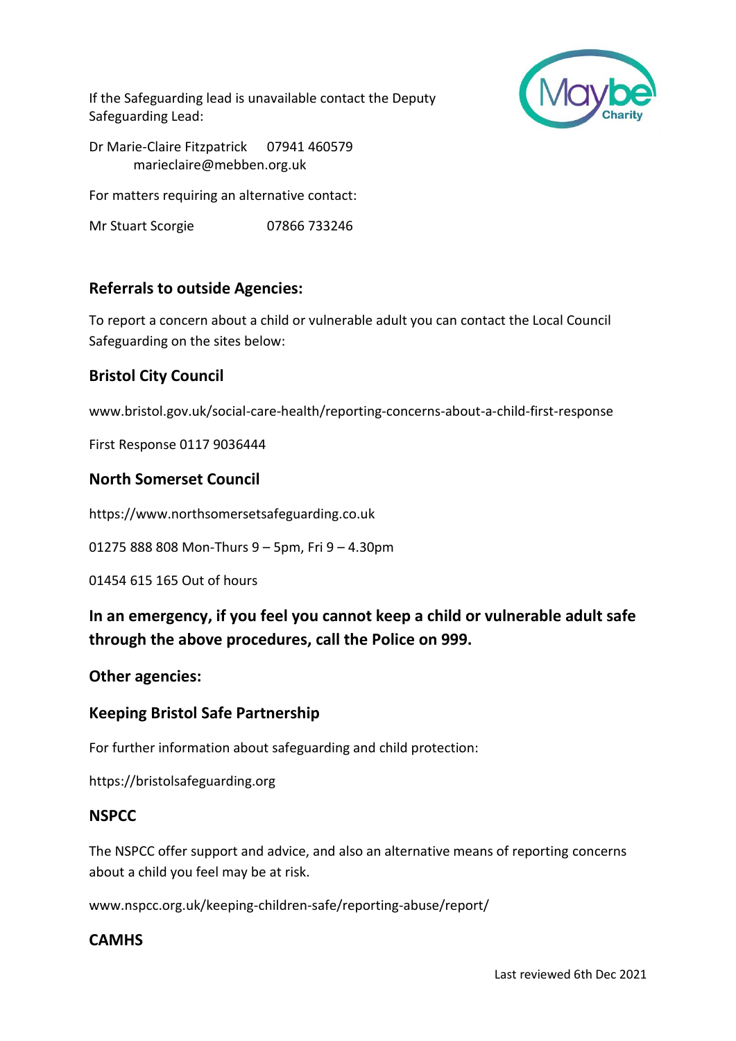If the Safeguarding lead is unavailable contact the Deputy Safeguarding Lead:

Dr Marie-Claire Fitzpatrick 07941 460579
marieclaire@mebben.org.uk

For matters requiring an alternative contact:

Mr Stuart Scorgie 07866 733246

## Referrals to outside Agencies:

To report a concern about a child or vulnerable adult you can contact the Local Council Safeguarding on the sites below:

### Bristol City Council

www.bristol.gov.uk/social-care-health/reporting-concerns-about-a-child-first-response

First Response 0117 9036444

### North Somerset Council

https://www.northsomersetsafeguarding.co.uk

01275 888 808 Mon-Thurs 9 – 5pm, Fri 9 – 4.30pm

01454 615 165 Out of hours

**In an emergency, if you feel you cannot keep a child or vulnerable adult safe through the above procedures, call the Police on 999.**

## Other agencies:

### Keeping Bristol Safe Partnership

For further information about safeguarding and child protection:

https://bristolsafeguarding.org

### NSPCC

The NSPCC offer support and advice, and also an alternative means of reporting concerns about a child you feel may be at risk.

www.nspcc.org.uk/keeping-children-safe/reporting-abuse/report/

### CAMHS

Last reviewed 6th Dec 2021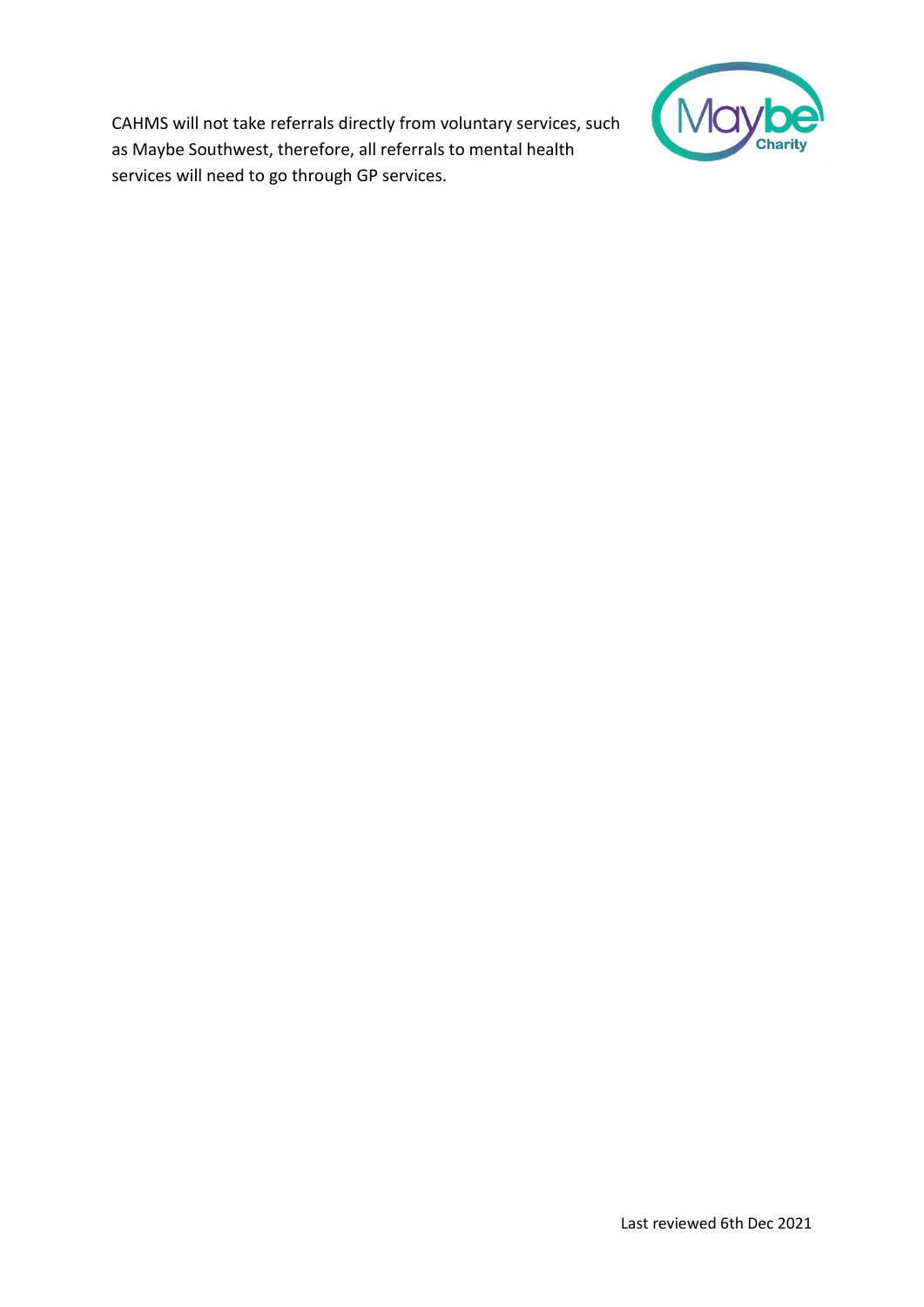CAHMS will not take referrals directly from voluntary services, such as Maybe Southwest, therefore, all referrals to mental health services will need to go through GP services.

Last reviewed 6th Dec 2021